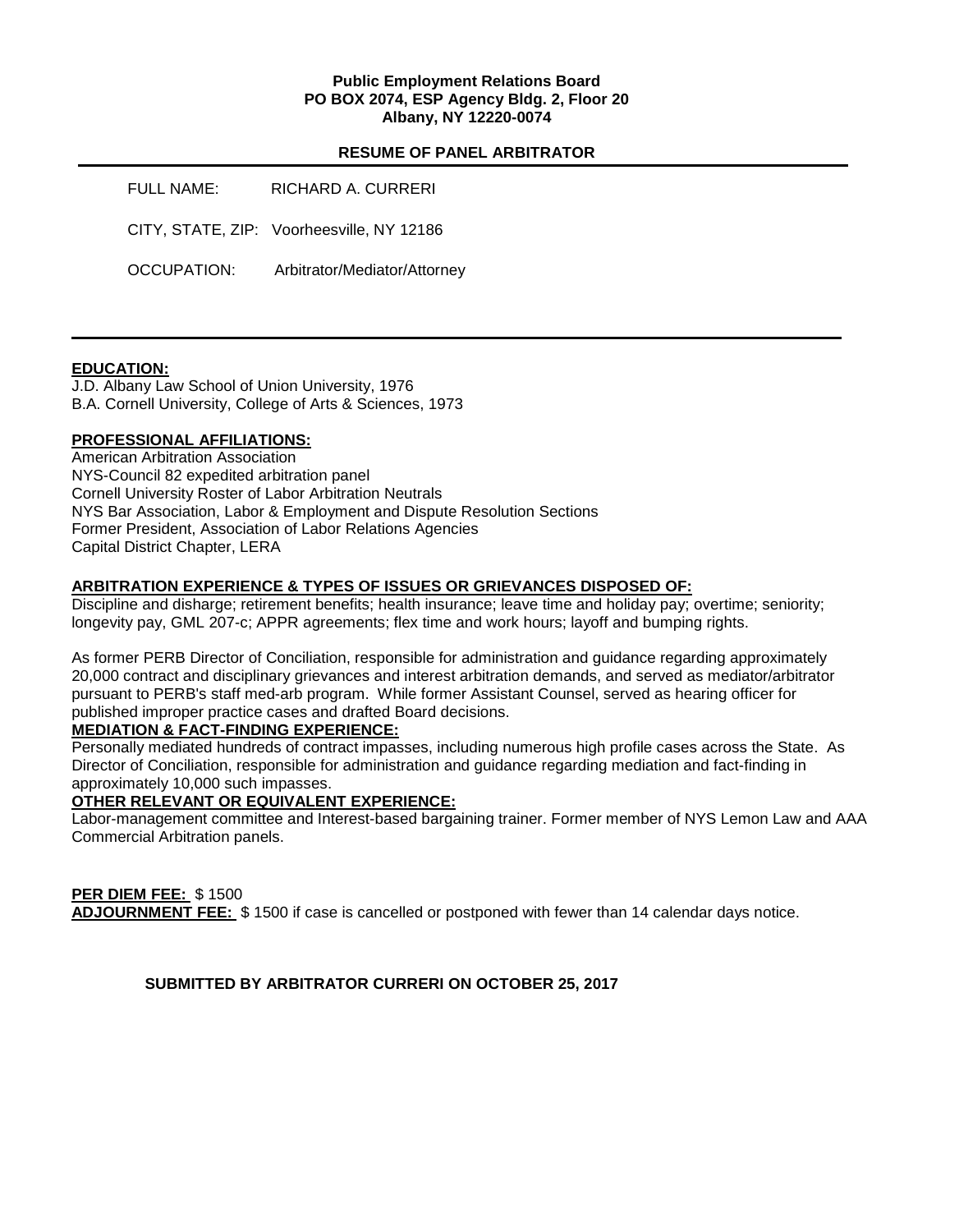**Public Employment Relations Board**
**PO BOX 2074, ESP Agency Bldg. 2, Floor 20**
**Albany, NY 12220-0074**

**RESUME OF PANEL ARBITRATOR**

---

FULL NAME: RICHARD A. CURRERI

CITY, STATE, ZIP: Voorheesville, NY 12186

OCCUPATION: Arbitrator/Mediator/Attorney

---

**EDUCATION:**

J.D. Albany Law School of Union University, 1976
B.A. Cornell University, College of Arts & Sciences, 1973

**PROFESSIONAL AFFILIATIONS:**

American Arbitration Association
NYS-Council 82 expedited arbitration panel
Cornell University Roster of Labor Arbitration Neutrals
NYS Bar Association, Labor & Employment and Dispute Resolution Sections
Former President, Association of Labor Relations Agencies
Capital District Chapter, LERA

**ARBITRATION EXPERIENCE & TYPES OF ISSUES OR GRIEVANCES DISPOSED OF:**

Discipline and disharge; retirement benefits; health insurance; leave time and holiday pay; overtime; seniority; longevity pay, GML 207-c; APPR agreements; flex time and work hours; layoff and bumping rights.

As former PERB Director of Conciliation, responsible for administration and guidance regarding approximately 20,000 contract and disciplinary grievances and interest arbitration demands, and served as mediator/arbitrator pursuant to PERB's staff med-arb program. While former Assistant Counsel, served as hearing officer for published improper practice cases and drafted Board decisions.

**MEDIATION & FACT-FINDING EXPERIENCE:**

Personally mediated hundreds of contract impasses, including numerous high profile cases across the State. As Director of Conciliation, responsible for administration and guidance regarding mediation and fact-finding in approximately 10,000 such impasses.

**OTHER RELEVANT OR EQUIVALENT EXPERIENCE:**

Labor-management committee and Interest-based bargaining trainer. Former member of NYS Lemon Law and AAA Commercial Arbitration panels.

**PER DIEM FEE:** $ 1500
**ADJOURNMENT FEE:** $ 1500 if case is cancelled or postponed with fewer than 14 calendar days notice.

**SUBMITTED BY ARBITRATOR CURRERI ON OCTOBER 25, 2017**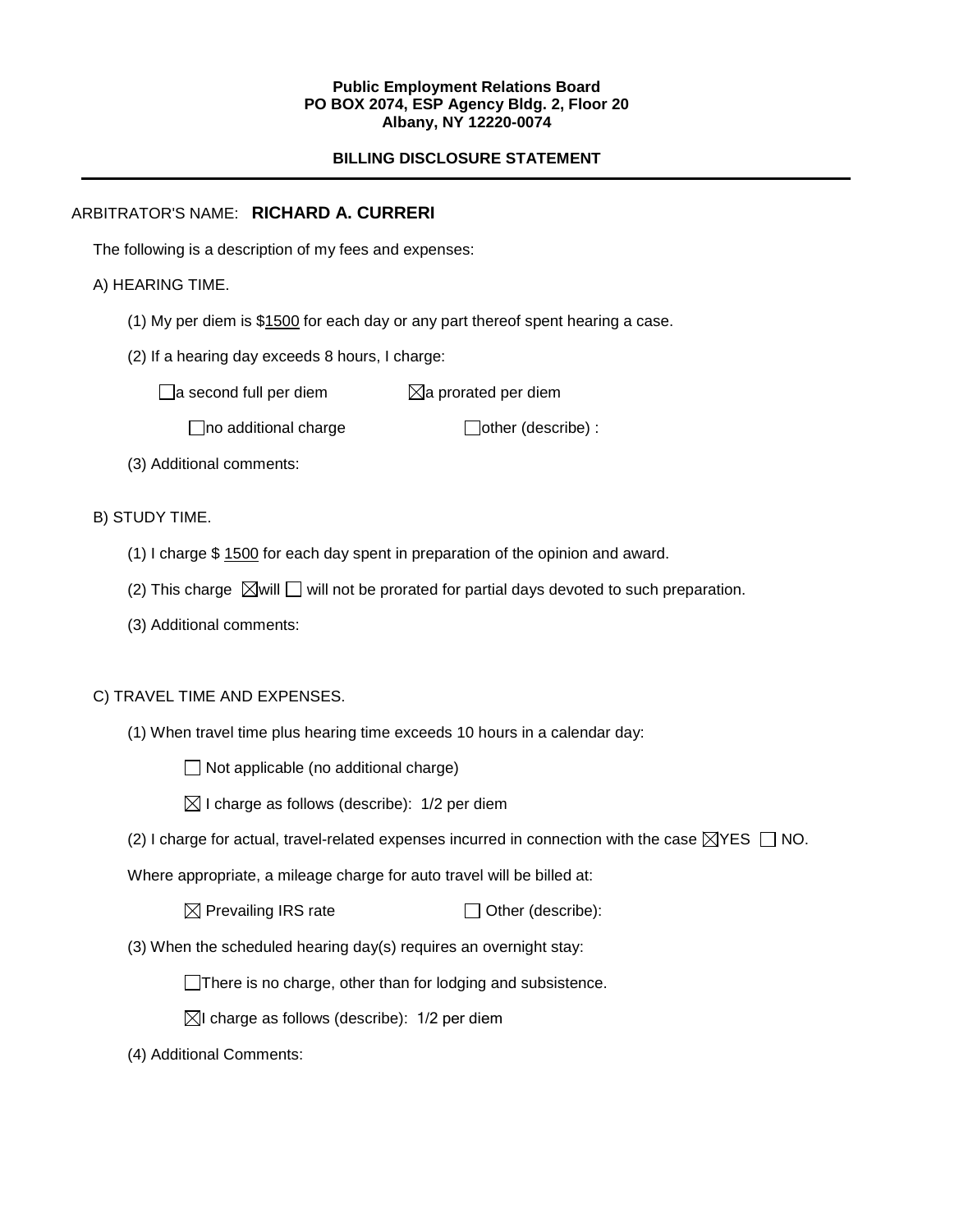**Public Employment Relations Board**
**PO BOX 2074, ESP Agency Bldg. 2, Floor 20**
**Albany, NY 12220-0074**

## BILLING DISCLOSURE STATEMENT

---

ARBITRATOR'S NAME: **RICHARD A. CURRERI**

The following is a description of my fees and expenses:

A) HEARING TIME.

(1) My per diem is $1500 for each day or any part thereof spent hearing a case.

(2) If a hearing day exceeds 8 hours, I charge:

☐ a second full per diem ☒ a prorated per diem

☐ no additional charge ☐ other (describe) :

(3) Additional comments:

B) STUDY TIME.

(1) I charge $ 1500 for each day spent in preparation of the opinion and award.

(2) This charge ☒ will ☐ will not be prorated for partial days devoted to such preparation.

(3) Additional comments:

C) TRAVEL TIME AND EXPENSES.

(1) When travel time plus hearing time exceeds 10 hours in a calendar day:

☐ Not applicable (no additional charge)

☒ I charge as follows (describe): 1/2 per diem

(2) I charge for actual, travel-related expenses incurred in connection with the case ☒ YES ☐ NO.

Where appropriate, a mileage charge for auto travel will be billed at:

☒ Prevailing IRS rate ☐ Other (describe):

(3) When the scheduled hearing day(s) requires an overnight stay:

☐ There is no charge, other than for lodging and subsistence.

☒ I charge as follows (describe): 1/2 per diem

(4) Additional Comments: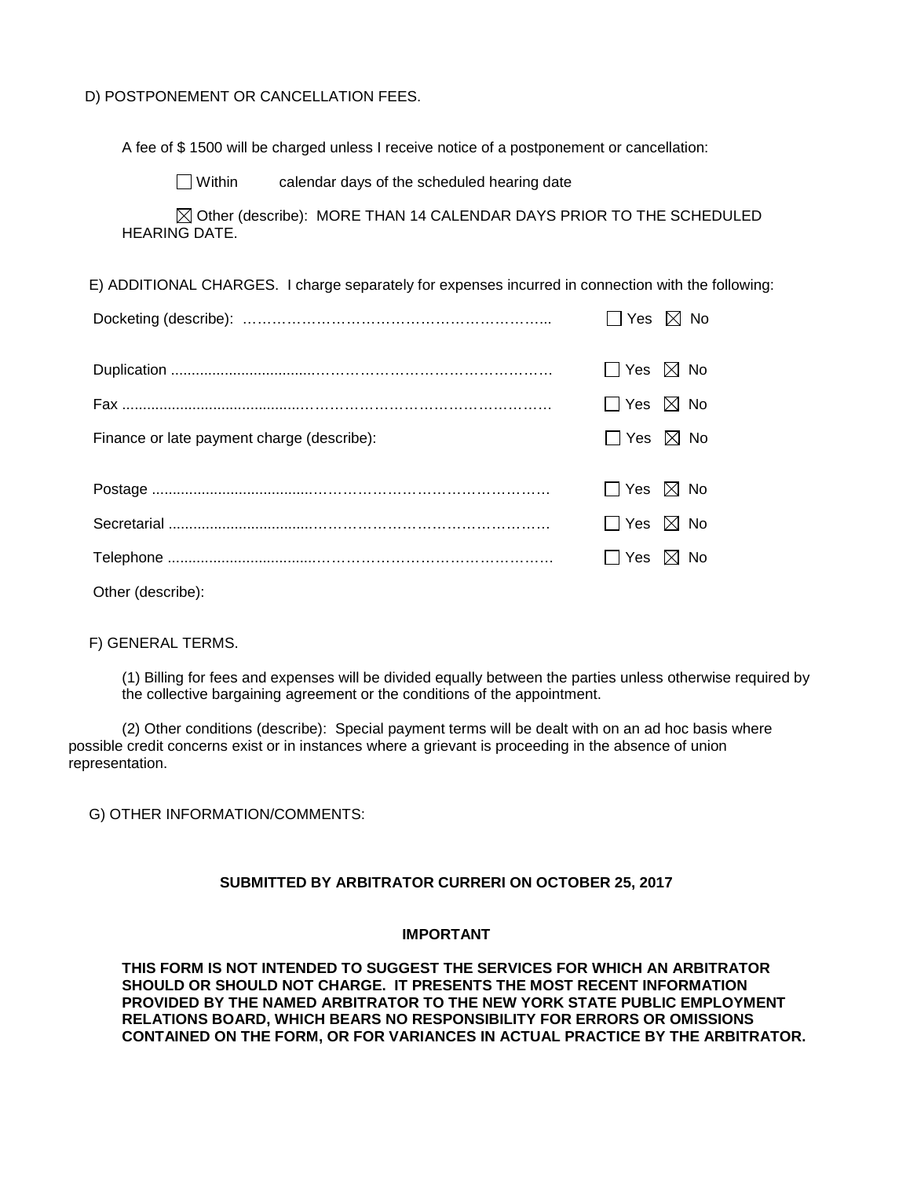D) POSTPONEMENT OR CANCELLATION FEES.

A fee of $ 1500 will be charged unless I receive notice of a postponement or cancellation:

☐ Within calendar days of the scheduled hearing date

☒ Other (describe): MORE THAN 14 CALENDAR DAYS PRIOR TO THE SCHEDULED HEARING DATE.

E) ADDITIONAL CHARGES. I charge separately for expenses incurred in connection with the following:

| | |
|---|---|
| Docketing (describe): | ☐ Yes ☒ No |
| Duplication | ☐ Yes ☒ No |
| Fax | ☐ Yes ☒ No |
| Finance or late payment charge (describe): | ☐ Yes ☒ No |
| Postage | ☐ Yes ☒ No |
| Secretarial | ☐ Yes ☒ No |
| Telephone | ☐ Yes ☒ No |

Other (describe):

F) GENERAL TERMS.

(1) Billing for fees and expenses will be divided equally between the parties unless otherwise required by the collective bargaining agreement or the conditions of the appointment.

(2) Other conditions (describe): Special payment terms will be dealt with on an ad hoc basis where possible credit concerns exist or in instances where a grievant is proceeding in the absence of union representation.

G) OTHER INFORMATION/COMMENTS:

**SUBMITTED BY ARBITRATOR CURRERI ON OCTOBER 25, 2017**

**IMPORTANT**

**THIS FORM IS NOT INTENDED TO SUGGEST THE SERVICES FOR WHICH AN ARBITRATOR SHOULD OR SHOULD NOT CHARGE. IT PRESENTS THE MOST RECENT INFORMATION PROVIDED BY THE NAMED ARBITRATOR TO THE NEW YORK STATE PUBLIC EMPLOYMENT RELATIONS BOARD, WHICH BEARS NO RESPONSIBILITY FOR ERRORS OR OMISSIONS CONTAINED ON THE FORM, OR FOR VARIANCES IN ACTUAL PRACTICE BY THE ARBITRATOR.**